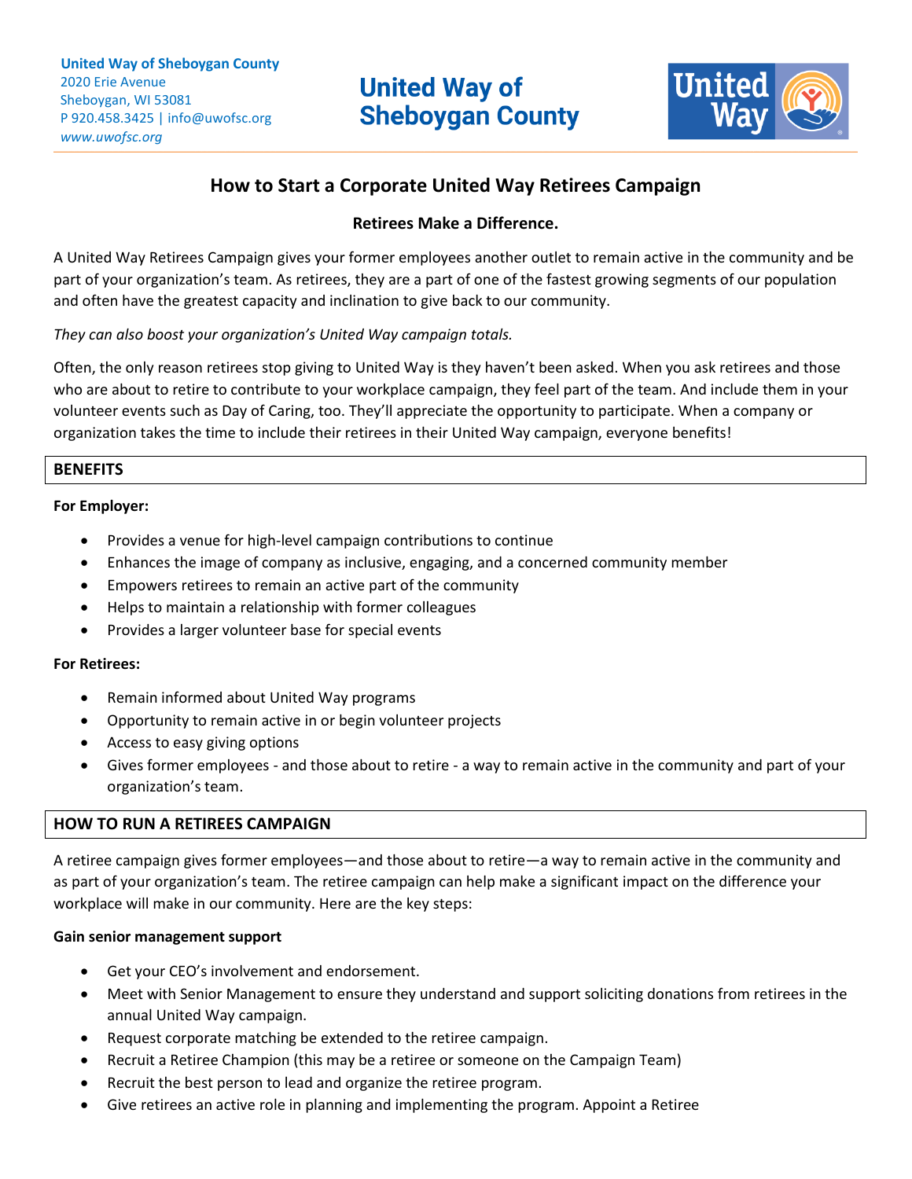United Way of Sheboygan County
2020 Erie Avenue
Sheboygan, WI 53081
P 920.458.3425 | info@uwofsc.org
*www.uwofsc.org*

**United Way of Sheboygan County**

# How to Start a Corporate United Way Retirees Campaign

### Retirees Make a Difference.

A United Way Retirees Campaign gives your former employees another outlet to remain active in the community and be part of your organization's team. As retirees, they are a part of one of the fastest growing segments of our population and often have the greatest capacity and inclination to give back to our community.

*They can also boost your organization's United Way campaign totals.*

Often, the only reason retirees stop giving to United Way is they haven't been asked. When you ask retirees and those who are about to retire to contribute to your workplace campaign, they feel part of the team. And include them in your volunteer events such as Day of Caring, too. They'll appreciate the opportunity to participate. When a company or organization takes the time to include their retirees in their United Way campaign, everyone benefits!

## BENEFITS

**For Employer:**

- Provides a venue for high-level campaign contributions to continue
- Enhances the image of company as inclusive, engaging, and a concerned community member
- Empowers retirees to remain an active part of the community
- Helps to maintain a relationship with former colleagues
- Provides a larger volunteer base for special events

**For Retirees:**

- Remain informed about United Way programs
- Opportunity to remain active in or begin volunteer projects
- Access to easy giving options
- Gives former employees - and those about to retire - a way to remain active in the community and part of your organization's team.

## HOW TO RUN A RETIREES CAMPAIGN

A retiree campaign gives former employees—and those about to retire—a way to remain active in the community and as part of your organization's team. The retiree campaign can help make a significant impact on the difference your workplace will make in our community. Here are the key steps:

**Gain senior management support**

- Get your CEO's involvement and endorsement.
- Meet with Senior Management to ensure they understand and support soliciting donations from retirees in the annual United Way campaign.
- Request corporate matching be extended to the retiree campaign.
- Recruit a Retiree Champion (this may be a retiree or someone on the Campaign Team)
- Recruit the best person to lead and organize the retiree program.
- Give retirees an active role in planning and implementing the program. Appoint a Retiree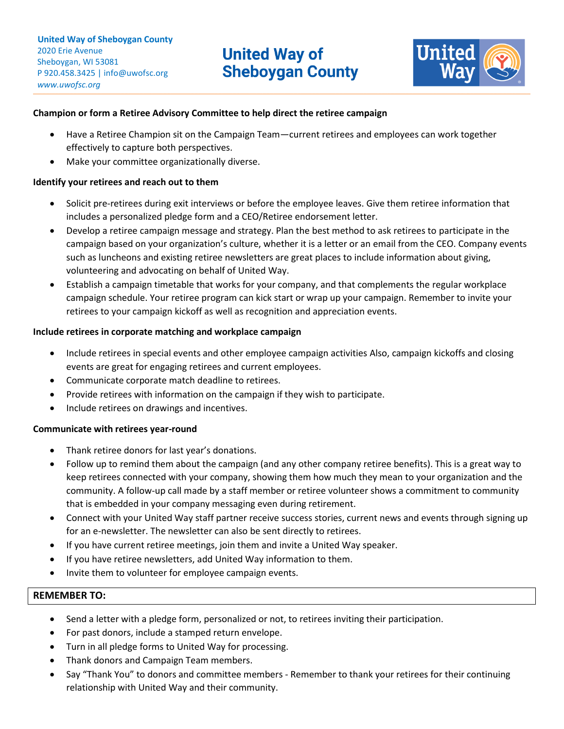**United Way of Sheboygan County**
2020 Erie Avenue
Sheboygan, WI 53081
P 920.458.3425 | info@uwofsc.org
*www.uwofsc.org*

# United Way of Sheboygan County

**Champion or form a Retiree Advisory Committee to help direct the retiree campaign**

- Have a Retiree Champion sit on the Campaign Team—current retirees and employees can work together effectively to capture both perspectives.
- Make your committee organizationally diverse.

**Identify your retirees and reach out to them**

- Solicit pre-retirees during exit interviews or before the employee leaves. Give them retiree information that includes a personalized pledge form and a CEO/Retiree endorsement letter.
- Develop a retiree campaign message and strategy. Plan the best method to ask retirees to participate in the campaign based on your organization's culture, whether it is a letter or an email from the CEO. Company events such as luncheons and existing retiree newsletters are great places to include information about giving, volunteering and advocating on behalf of United Way.
- Establish a campaign timetable that works for your company, and that complements the regular workplace campaign schedule. Your retiree program can kick start or wrap up your campaign. Remember to invite your retirees to your campaign kickoff as well as recognition and appreciation events.

**Include retirees in corporate matching and workplace campaign**

- Include retirees in special events and other employee campaign activities Also, campaign kickoffs and closing events are great for engaging retirees and current employees.
- Communicate corporate match deadline to retirees.
- Provide retirees with information on the campaign if they wish to participate.
- Include retirees on drawings and incentives.

**Communicate with retirees year-round**

- Thank retiree donors for last year's donations.
- Follow up to remind them about the campaign (and any other company retiree benefits). This is a great way to keep retirees connected with your company, showing them how much they mean to your organization and the community. A follow-up call made by a staff member or retiree volunteer shows a commitment to community that is embedded in your company messaging even during retirement.
- Connect with your United Way staff partner receive success stories, current news and events through signing up for an e-newsletter. The newsletter can also be sent directly to retirees.
- If you have current retiree meetings, join them and invite a United Way speaker.
- If you have retiree newsletters, add United Way information to them.
- Invite them to volunteer for employee campaign events.

**REMEMBER TO:**

- Send a letter with a pledge form, personalized or not, to retirees inviting their participation.
- For past donors, include a stamped return envelope.
- Turn in all pledge forms to United Way for processing.
- Thank donors and Campaign Team members.
- Say "Thank You" to donors and committee members - Remember to thank your retirees for their continuing relationship with United Way and their community.